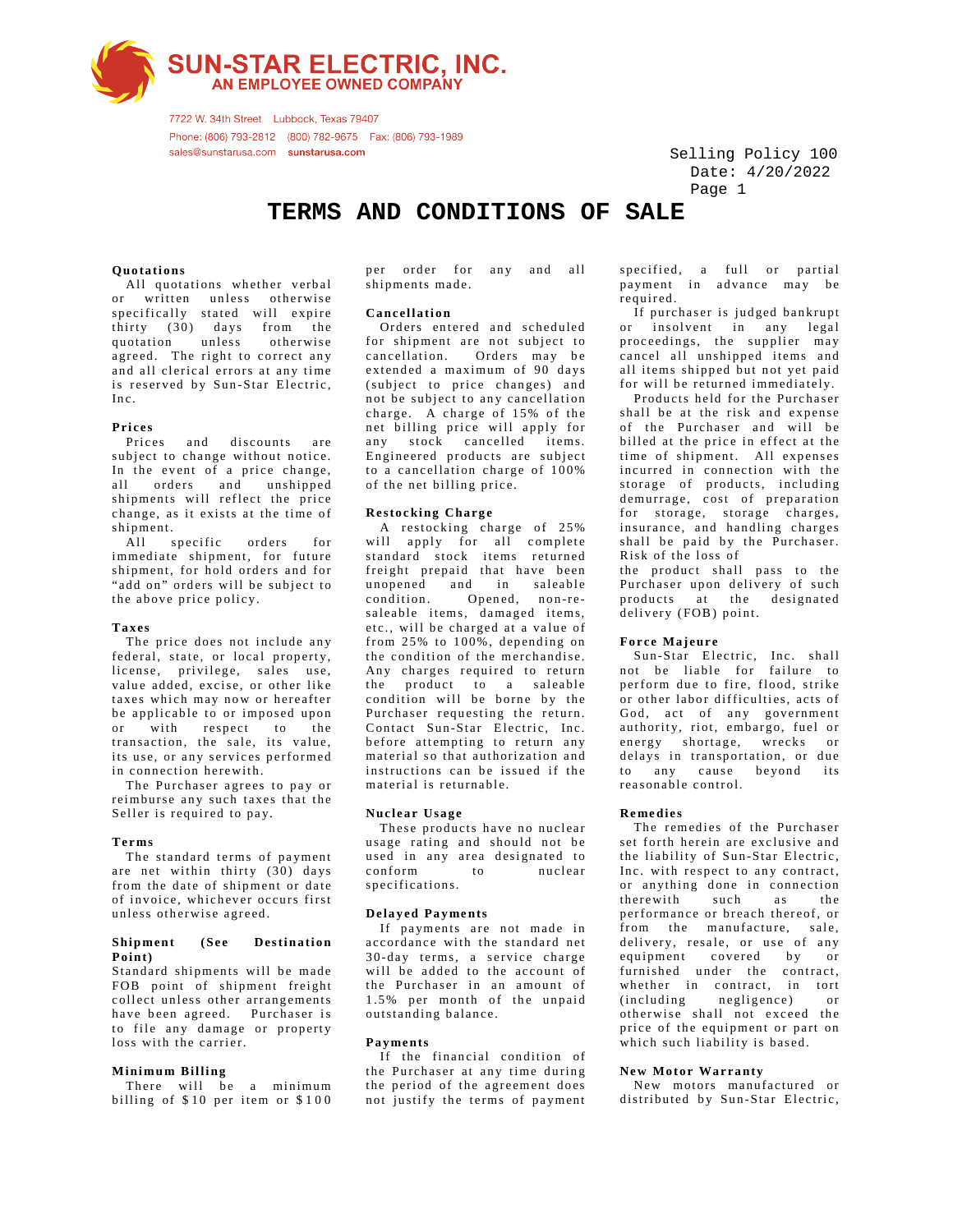**SUN-STAR ELECTRIC, INC.**
AN EMPLOYEE OWNED COMPANY

7722 W. 34th Street Lubbock, Texas 79407
Phone: (806) 793-2812 (800) 782-9675 Fax: (806) 793-1989
sales@sunstarusa.com sunstarusa.com

Selling Policy 100
Date: 4/20/2022

# TERMS AND CONDITIONS OF SALE

**Quotations**
All quotations whether verbal or written unless otherwise specifically stated will expire thirty (30) days from the quotation unless otherwise agreed. The right to correct any and all clerical errors at any time is reserved by Sun-Star Electric, Inc.

**Prices**
Prices and discounts are subject to change without notice. In the event of a price change, all orders and unshipped shipments will reflect the price change, as it exists at the time of shipment.
All specific orders for immediate shipment, for future shipment, for hold orders and for "add on" orders will be subject to the above price policy.

**Taxes**
The price does not include any federal, state, or local property, license, privilege, sales use, value added, excise, or other like taxes which may now or hereafter be applicable to or imposed upon or with respect to the transaction, the sale, its value, its use, or any services performed in connection herewith.
The Purchaser agrees to pay or reimburse any such taxes that the Seller is required to pay.

**Terms**
The standard terms of payment are net within thirty (30) days from the date of shipment or date of invoice, whichever occurs first unless otherwise agreed.

**Shipment (See Destination Point)**
Standard shipments will be made FOB point of shipment freight collect unless other arrangements have been agreed. Purchaser is to file any damage or property loss with the carrier.

**Minimum Billing**
There will be a minimum billing of $10 per item or $100 per order for any and all shipments made.

**Cancellation**
Orders entered and scheduled for shipment are not subject to cancellation. Orders may be extended a maximum of 90 days (subject to price changes) and not be subject to any cancellation charge. A charge of 15% of the net billing price will apply for any stock cancelled items. Engineered products are subject to a cancellation charge of 100% of the net billing price.

**Restocking Charge**
A restocking charge of 25% will apply for all complete standard stock items returned freight prepaid that have been unopened and in saleable condition. Opened, non-re-saleable items, damaged items, etc., will be charged at a value of from 25% to 100%, depending on the condition of the merchandise. Any charges required to return the product to a saleable condition will be borne by the Purchaser requesting the return. Contact Sun-Star Electric, Inc. before attempting to return any material so that authorization and instructions can be issued if the material is returnable.

**Nuclear Usage**
These products have no nuclear usage rating and should not be used in any area designated to conform to nuclear specifications.

**Delayed Payments**
If payments are not made in accordance with the standard net 30-day terms, a service charge will be added to the account of the Purchaser in an amount of 1.5% per month of the unpaid outstanding balance.

**Payments**
If the financial condition of the Purchaser at any time during the period of the agreement does not justify the terms of payment specified, a full or partial payment in advance may be required.
If purchaser is judged bankrupt or insolvent in any legal proceedings, the supplier may cancel all unshipped items and all items shipped but not yet paid for will be returned immediately.
Products held for the Purchaser shall be at the risk and expense of the Purchaser and will be billed at the price in effect at the time of shipment. All expenses incurred in connection with the storage of products, including demurrage, cost of preparation for storage, storage charges, insurance, and handling charges shall be paid by the Purchaser. Risk of the loss of the product shall pass to the Purchaser upon delivery of such products at the designated delivery (FOB) point.

**Force Majeure**
Sun-Star Electric, Inc. shall not be liable for failure to perform due to fire, flood, strike or other labor difficulties, acts of God, act of any government authority, riot, embargo, fuel or energy shortage, wrecks or delays in transportation, or due to any cause beyond its reasonable control.

**Remedies**
The remedies of the Purchaser set forth herein are exclusive and the liability of Sun-Star Electric, Inc. with respect to any contract, or anything done in connection therewith such as the performance or breach thereof, or from the manufacture, sale, delivery, resale, or use of any equipment covered by or furnished under the contract, whether in contract, in tort (including negligence) or otherwise shall not exceed the price of the equipment or part on which such liability is based.

**New Motor Warranty**
New motors manufactured or distributed by Sun-Star Electric,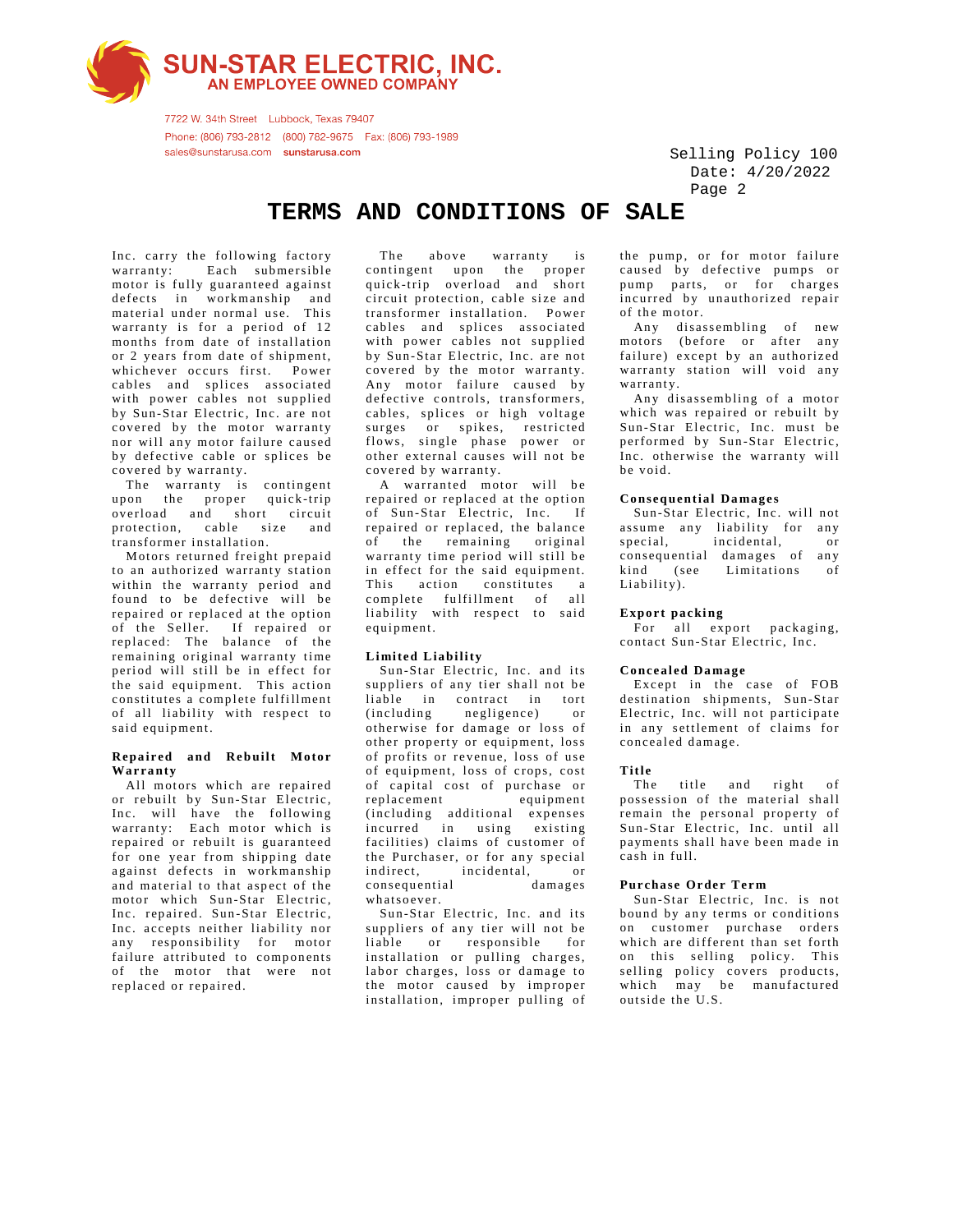**SUN-STAR ELECTRIC, INC.**
AN EMPLOYEE OWNED COMPANY

7722 W. 34th Street Lubbock, Texas 79407
Phone: (806) 793-2812 (800) 782-9675 Fax: (806) 793-1989
sales@sunstarusa.com sunstarusa.com

Selling Policy 100
Date: 4/20/2022

# TERMS AND CONDITIONS OF SALE

Inc. carry the following factory warranty: Each submersible motor is fully guaranteed against defects in workmanship and material under normal use. This warranty is for a period of 12 months from date of installation or 2 years from date of shipment, whichever occurs first. Power cables and splices associated with power cables not supplied by Sun-Star Electric, Inc. are not covered by the motor warranty nor will any motor failure caused by defective cable or splices be covered by warranty.

The warranty is contingent upon the proper quick-trip overload and short circuit protection, cable size and transformer installation.

Motors returned freight prepaid to an authorized warranty station within the warranty period and found to be defective will be repaired or replaced at the option of the Seller. If repaired or replaced: The balance of the remaining original warranty time period will still be in effect for the said equipment. This action constitutes a complete fulfillment of all liability with respect to said equipment.

**Repaired and Rebuilt Motor Warranty**

All motors which are repaired or rebuilt by Sun-Star Electric, Inc. will have the following warranty: Each motor which is repaired or rebuilt is guaranteed for one year from shipping date against defects in workmanship and material to that aspect of the motor which Sun-Star Electric, Inc. repaired. Sun-Star Electric, Inc. accepts neither liability nor any responsibility for motor failure attributed to components of the motor that were not replaced or repaired.

The above warranty is contingent upon the proper quick-trip overload and short circuit protection, cable size and transformer installation. Power cables and splices associated with power cables not supplied by Sun-Star Electric, Inc. are not covered by the motor warranty. Any motor failure caused by defective controls, transformers, cables, splices or high voltage surges or spikes, restricted flows, single phase power or other external causes will not be covered by warranty.

A warranted motor will be repaired or replaced at the option of Sun-Star Electric, Inc. If repaired or replaced, the balance of the remaining original warranty time period will still be in effect for the said equipment. This action constitutes a complete fulfillment of all liability with respect to said equipment.

**Limited Liability**

Sun-Star Electric, Inc. and its suppliers of any tier shall not be liable in contract in tort (including negligence) or otherwise for damage or loss of other property or equipment, loss of profits or revenue, loss of use of equipment, loss of crops, cost of capital cost of purchase or replacement equipment (including additional expenses incurred in using existing facilities) claims of customer of the Purchaser, or for any special indirect, incidental, or consequential damages whatsoever.

Sun-Star Electric, Inc. and its suppliers of any tier will not be liable or responsible for installation or pulling charges, labor charges, loss or damage to the motor caused by improper installation, improper pulling of the pump, or for motor failure caused by defective pumps or pump parts, or for charges incurred by unauthorized repair of the motor.

Any disassembling of new motors (before or after any failure) except by an authorized warranty station will void any warranty.

Any disassembling of a motor which was repaired or rebuilt by Sun-Star Electric, Inc. must be performed by Sun-Star Electric, Inc. otherwise the warranty will be void.

**Consequential Damages**

Sun-Star Electric, Inc. will not assume any liability for any special, incidental, or consequential damages of any kind (see Limitations of Liability).

**Export packing**

For all export packaging, contact Sun-Star Electric, Inc.

**Concealed Damage**

Except in the case of FOB destination shipments, Sun-Star Electric, Inc. will not participate in any settlement of claims for concealed damage.

**Title**

The title and right of possession of the material shall remain the personal property of Sun-Star Electric, Inc. until all payments shall have been made in cash in full.

**Purchase Order Term**

Sun-Star Electric, Inc. is not bound by any terms or conditions on customer purchase orders which are different than set forth on this selling policy. This selling policy covers products, which may be manufactured outside the U.S.